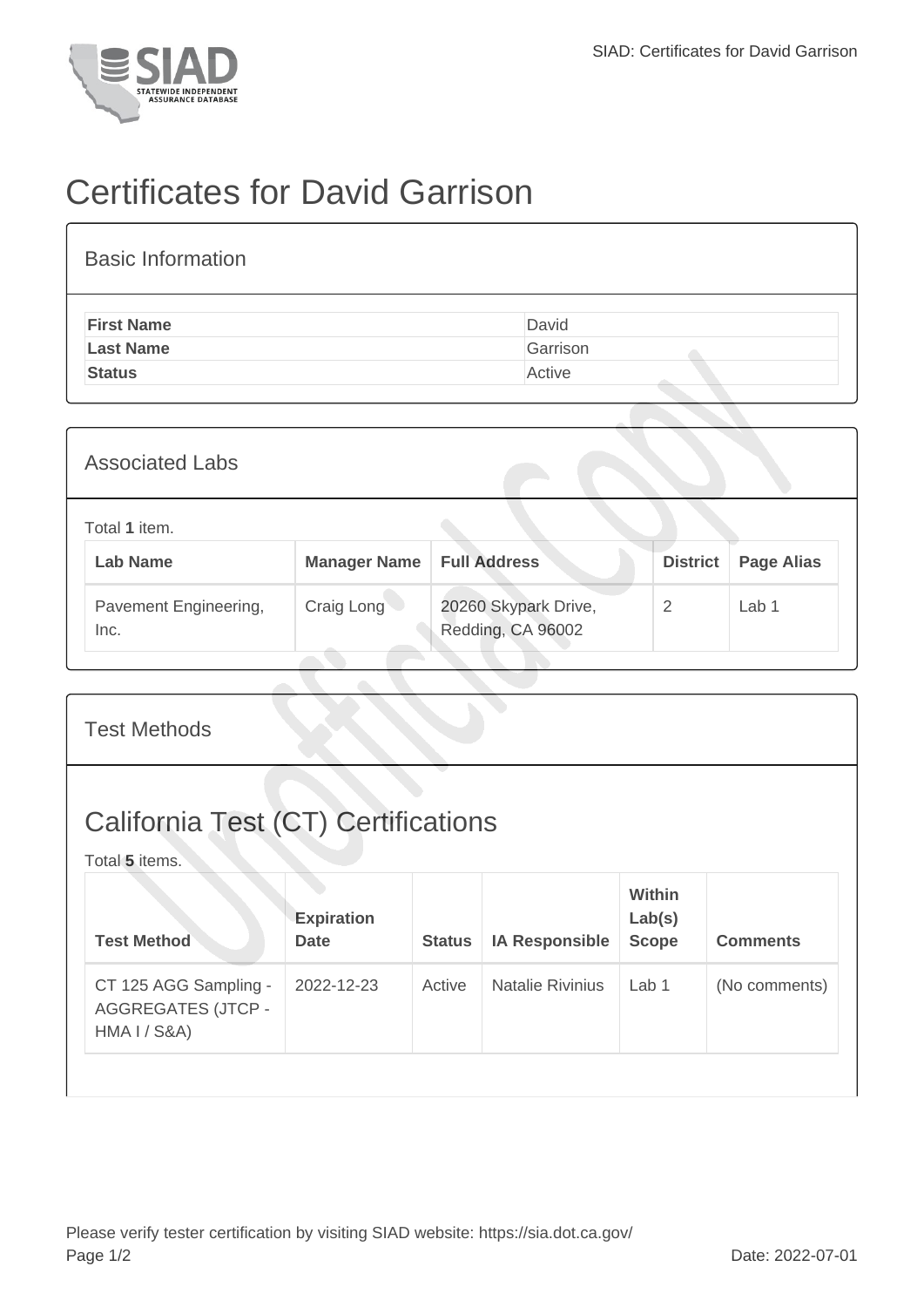# Certificates for David Garrison

## Basic Information

| | |
|---|---|
| **First Name** | David |
| **Last Name** | Garrison |
| **Status** | Active |

## Associated Labs

Total **1** item.

| Lab Name | Manager Name | Full Address | District | Page Alias |
|---|---|---|---|---|
| Pavement Engineering, Inc. | Craig Long | 20260 Skypark Drive, Redding, CA 96002 | 2 | Lab 1 |

## Test Methods

## California Test (CT) Certifications

Total **5** items.

| Test Method | Expiration Date | Status | IA Responsible | Within Lab(s) Scope | Comments |
|---|---|---|---|---|---|
| CT 125 AGG Sampling - AGGREGATES (JTCP - HMA I / S&A) | 2022-12-23 | Active | Natalie Rivinius | Lab 1 | (No comments) |

Please verify tester certification by visiting SIAD website: https://sia.dot.ca.gov/

Date: 2022-07-01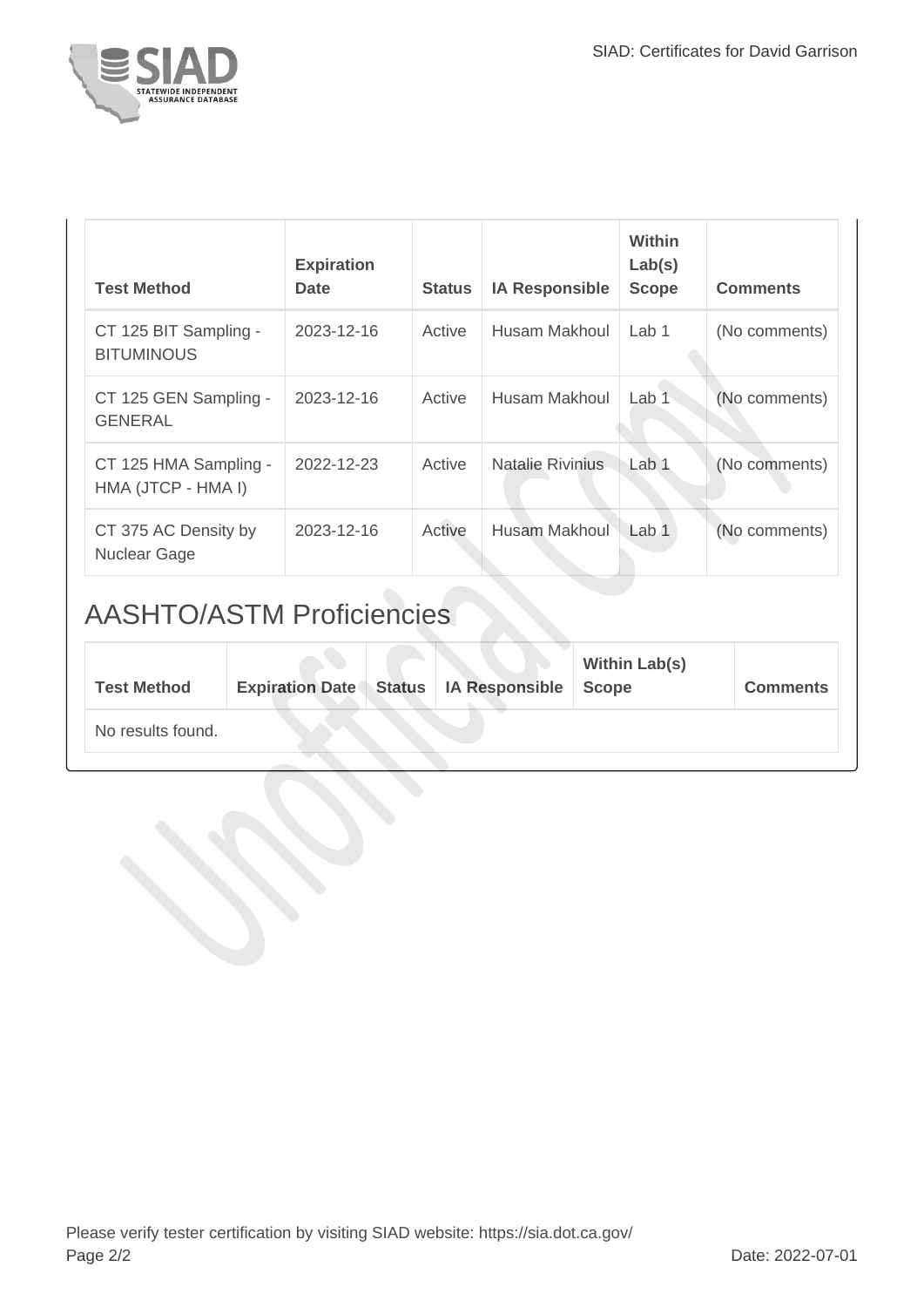| Test Method | Expiration Date | Status | IA Responsible | Within Lab(s) Scope | Comments |
| --- | --- | --- | --- | --- | --- |
| CT 125 BIT Sampling - BITUMINOUS | 2023-12-16 | Active | Husam Makhoul | Lab 1 | (No comments) |
| CT 125 GEN Sampling - GENERAL | 2023-12-16 | Active | Husam Makhoul | Lab 1 | (No comments) |
| CT 125 HMA Sampling - HMA (JTCP - HMA I) | 2022-12-23 | Active | Natalie Rivinius | Lab 1 | (No comments) |
| CT 375 AC Density by Nuclear Gage | 2023-12-16 | Active | Husam Makhoul | Lab 1 | (No comments) |

## AASHTO/ASTM Proficiencies

| Test Method | Expiration Date | Status | IA Responsible | Within Lab(s) Scope | Comments |
| --- | --- | --- | --- | --- | --- |
| No results found. | | | | | |

Please verify tester certification by visiting SIAD website: https://sia.dot.ca.gov/

Date: 2022-07-01